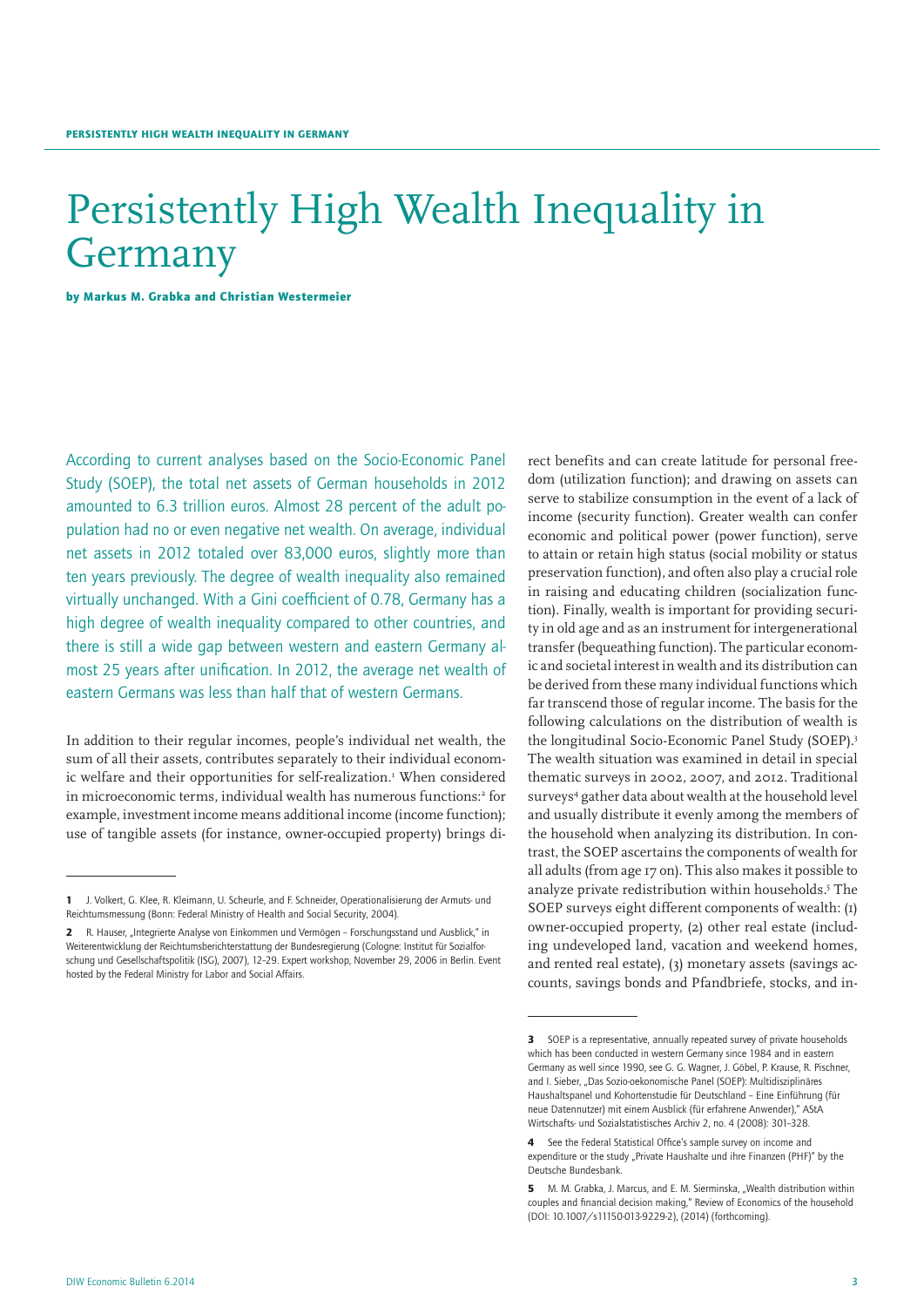# Persistently High Wealth Inequality in Germany

**by Markus M. Grabka and Christian Westermeier**

According to current analyses based on the Socio-Economic Panel Study (SOEP), the total net assets of German households in 2012 amounted to 6.3 trillion euros. Almost 28 percent of the adult population had no or even negative net wealth. On average, individual net assets in 2012 totaled over 83,000 euros, slightly more than ten years previously. The degree of wealth inequality also remained virtually unchanged. With a Gini coefficient of 0.78, Germany has a high degree of wealth inequality compared to other countries, and there is still a wide gap between western and eastern Germany almost 25 years after unification. In 2012, the average net wealth of eastern Germans was less than half that of western Germans.

In addition to their regular incomes, people's individual net wealth, the sum of all their assets, contributes separately to their individual economic welfare and their opportunities for self-realization.[1] When considered in microeconomic terms, individual wealth has numerous functions:[2] for example, investment income means additional income (income function); use of tangible assets (for instance, owner-occupied property) brings direct benefits and can create latitude for personal freedom (utilization function); and drawing on assets can serve to stabilize consumption in the event of a lack of income (security function). Greater wealth can confer economic and political power (power function), serve to attain or retain high status (social mobility or status preservation function), and often also play a crucial role in raising and educating children (socialization function). Finally, wealth is important for providing security in old age and as an instrument for intergenerational transfer (bequeathing function). The particular economic and societal interest in wealth and its distribution can be derived from these many individual functions which far transcend those of regular income. The basis for the following calculations on the distribution of wealth is the longitudinal Socio-Economic Panel Study (SOEP).[3] The wealth situation was examined in detail in special thematic surveys in 2002, 2007, and 2012. Traditional surveys[4] gather data about wealth at the household level and usually distribute it evenly among the members of the household when analyzing its distribution. In contrast, the SOEP ascertains the components of wealth for all adults (from age 17 on). This also makes it possible to analyze private redistribution within households.[5] The SOEP surveys eight different components of wealth: (1) owner-occupied property, (2) other real estate (including undeveloped land, vacation and weekend homes, and rented real estate), (3) monetary assets (savings accounts, savings bonds and Pfandbriefe, stocks, and in-

---

**1** J. Volkert, G. Klee, R. Kleimann, U. Scheurle, and F. Schneider, Operationalisierung der Armuts- und Reichtumsmessung (Bonn: Federal Ministry of Health and Social Security, 2004).

**2** R. Hauser, „Integrierte Analyse von Einkommen und Vermögen – Forschungsstand und Ausblick," in Weiterentwicklung der Reichtumsberichterstattung der Bundesregierung (Cologne: Institut für Sozialforschung und Gesellschaftspolitik (ISG), 2007), 12–29. Expert workshop, November 29, 2006 in Berlin. Event hosted by the Federal Ministry for Labor and Social Affairs.

**3** SOEP is a representative, annually repeated survey of private households which has been conducted in western Germany since 1984 and in eastern Germany as well since 1990, see G. G. Wagner, J. Göbel, P. Krause, R. Pischner, and I. Sieber, „Das Sozio-oekonomische Panel (SOEP): Multidisziplinäres Haushaltspanel und Kohortenstudie für Deutschland – Eine Einführung (für neue Datennutzer) mit einem Ausblick (für erfahrene Anwender)," AStA Wirtschafts- und Sozialstatistisches Archiv 2, no. 4 (2008): 301–328.

**4** See the Federal Statistical Office's sample survey on income and expenditure or the study „Private Haushalte und ihre Finanzen (PHF)" by the Deutsche Bundesbank.

**5** M. M. Grabka, J. Marcus, and E. M. Sierminska, „Wealth distribution within couples and financial decision making," Review of Economics of the household (DOI: 10.1007/s11150-013-9229-2), (2014) (forthcoming).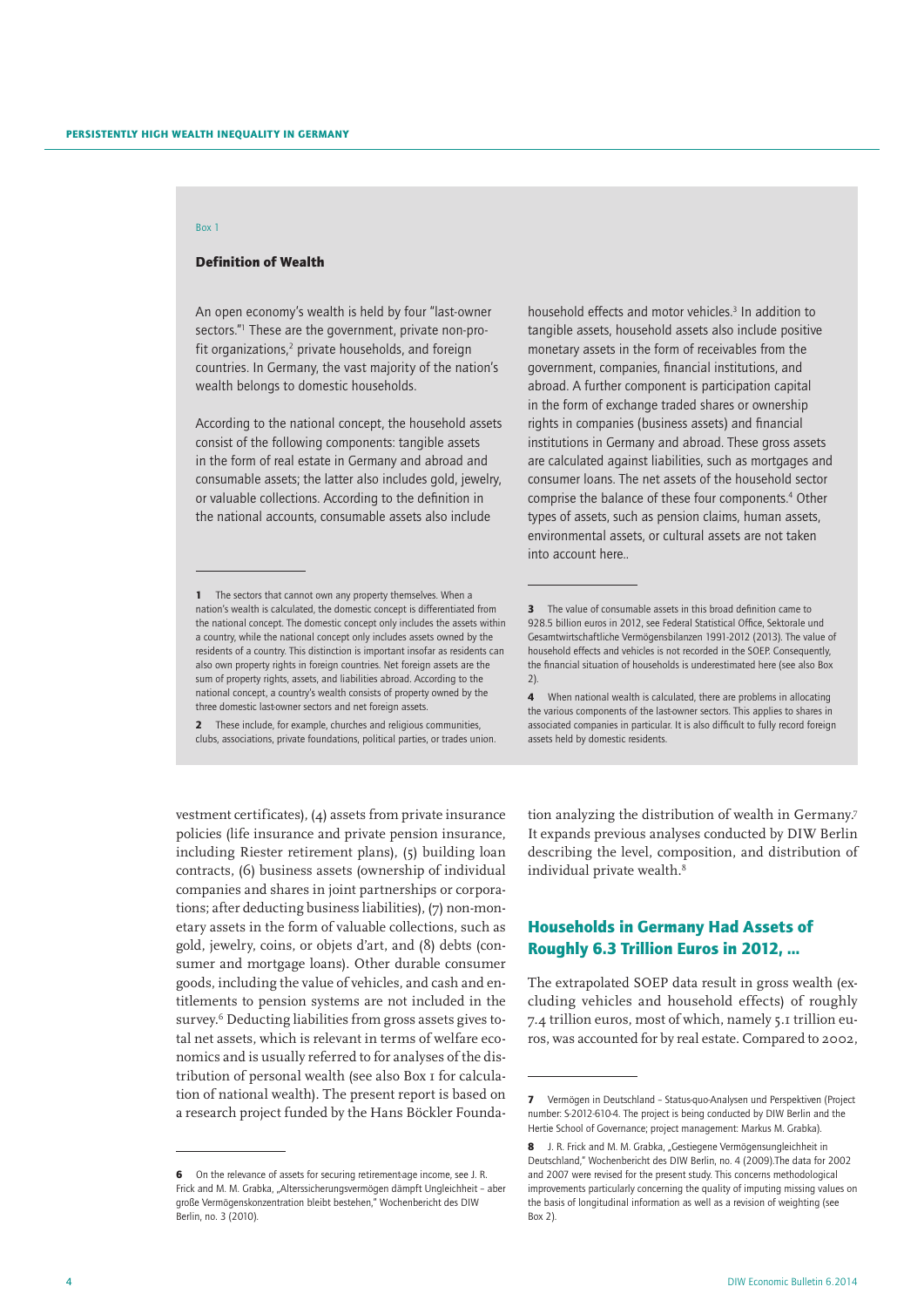Box 1

### Definition of Wealth

An open economy's wealth is held by four "last-owner sectors."[1] These are the government, private non-profit organizations,[2] private households, and foreign countries. In Germany, the vast majority of the nation's wealth belongs to domestic households.

According to the national concept, the household assets consist of the following components: tangible assets in the form of real estate in Germany and abroad and consumable assets; the latter also includes gold, jewelry, or valuable collections. According to the definition in the national accounts, consumable assets also include household effects and motor vehicles.[3] In addition to tangible assets, household assets also include positive monetary assets in the form of receivables from the government, companies, financial institutions, and abroad. A further component is participation capital in the form of exchange traded shares or ownership rights in companies (business assets) and financial institutions in Germany and abroad. These gross assets are calculated against liabilities, such as mortgages and consumer loans. The net assets of the household sector comprise the balance of these four components.[4] Other types of assets, such as pension claims, human assets, environmental assets, or cultural assets are not taken into account here..

1 The sectors that cannot own any property themselves. When a nation's wealth is calculated, the domestic concept is differentiated from the national concept. The domestic concept only includes the assets within a country, while the national concept only includes assets owned by the residents of a country. This distinction is important insofar as residents can also own property rights in foreign countries. Net foreign assets are the sum of property rights, assets, and liabilities abroad. According to the national concept, a country's wealth consists of property owned by the three domestic last-owner sectors and net foreign assets.

2 These include, for example, churches and religious communities, clubs, associations, private foundations, political parties, or trades union.

3 The value of consumable assets in this broad definition came to 928.5 billion euros in 2012, see Federal Statistical Office, Sektorale und Gesamtwirtschaftliche Vermögensbilanzen 1991-2012 (2013). The value of household effects and vehicles is not recorded in the SOEP. Consequently, the financial situation of households is underestimated here (see also Box 2).

4 When national wealth is calculated, there are problems in allocating the various components of the last-owner sectors. This applies to shares in associated companies in particular. It is also difficult to fully record foreign assets held by domestic residents.

vestment certificates), (4) assets from private insurance policies (life insurance and private pension insurance, including Riester retirement plans), (5) building loan contracts, (6) business assets (ownership of individual companies and shares in joint partnerships or corporations; after deducting business liabilities), (7) non-monetary assets in the form of valuable collections, such as gold, jewelry, coins, or objets d'art, and (8) debts (consumer and mortgage loans). Other durable consumer goods, including the value of vehicles, and cash and entitlements to pension systems are not included in the survey.[6] Deducting liabilities from gross assets gives total net assets, which is relevant in terms of welfare economics and is usually referred to for analyses of the distribution of personal wealth (see also Box 1 for calculation of national wealth). The present report is based on a research project funded by the Hans Böckler Foundation analyzing the distribution of wealth in Germany.[7] It expands previous analyses conducted by DIW Berlin describing the level, composition, and distribution of individual private wealth.[8]

## Households in Germany Had Assets of Roughly 6.3 Trillion Euros in 2012, …

The extrapolated SOEP data result in gross wealth (excluding vehicles and household effects) of roughly 7.4 trillion euros, most of which, namely 5.1 trillion euros, was accounted for by real estate. Compared to 2002,

6 On the relevance of assets for securing retirement-age income, see J. R. Frick and M. M. Grabka, „Alterssicherungsvermögen dämpft Ungleichheit – aber große Vermögenskonzentration bleibt bestehen," Wochenbericht des DIW Berlin, no. 3 (2010).

7 Vermögen in Deutschland – Status-quo-Analysen und Perspektiven (Project number: S-2012-610-4. The project is being conducted by DIW Berlin and the Hertie School of Governance; project management: Markus M. Grabka).

8 J. R. Frick and M. M. Grabka, „Gestiegene Vermögensungleichheit in Deutschland," Wochenbericht des DIW Berlin, no. 4 (2009).The data for 2002 and 2007 were revised for the present study. This concerns methodological improvements particularly concerning the quality of imputing missing values on the basis of longitudinal information as well as a revision of weighting (see Box 2).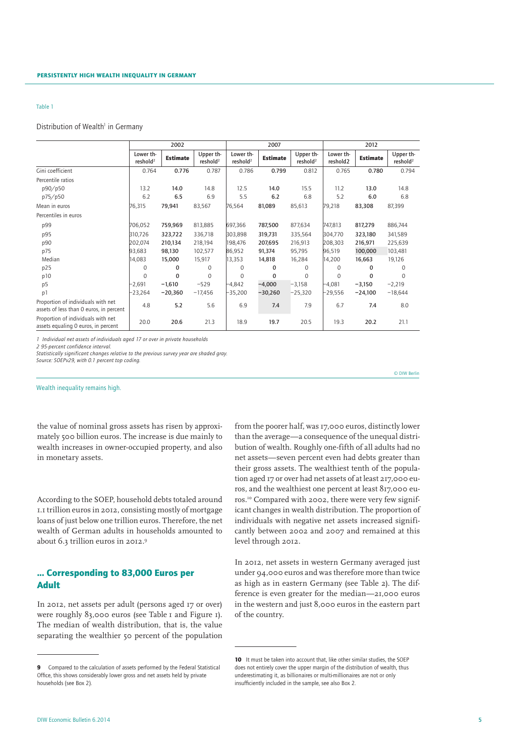Table 1

Distribution of Wealth[1] in Germany

| | 2002 | | | 2007 | | | 2012 | | |
|---|---|---|---|---|---|---|---|---|---|
| | Lower threshold[2] | **Estimate** | Upper threshold[2] | Lower threshold[2] | **Estimate** | Upper threshold[2] | Lower threshold2 | **Estimate** | Upper threshold[2] |
| Gini coefficient | 0.764 | **0.776** | 0.787 | 0.786 | **0.799** | 0.812 | 0.765 | **0.780** | 0.794 |
| Percentile ratios | | | | | | | | | |
| p90/p50 | 13.2 | **14.0** | 14.8 | 12.5 | **14.0** | 15.5 | 11.2 | **13.0** | 14.8 |
| p75/p50 | 6.2 | **6.5** | 6.9 | 5.5 | **6.2** | 6.8 | 5.2 | **6.0** | 6.8 |
| Mean in euros | 76,315 | **79,941** | 83,567 | 76,564 | **81,089** | 85,613 | 79,218 | **83,308** | 87,399 |
| Percentiles in euros | | | | | | | | | |
| p99 | 706,052 | **759,969** | 813,885 | 697,366 | **787,500** | 877,634 | 747,813 | **817,279** | 886,744 |
| p95 | 310,726 | **323,722** | 336,718 | 303,898 | **319,731** | 335,564 | 304,770 | **323,180** | 341,589 |
| p90 | 202,074 | **210,134** | 218,194 | 198,476 | **207,695** | 216,913 | 208,303 | **216,971** | 225,639 |
| p75 | 93,683 | **98,130** | 102,577 | 86,952 | **91,374** | 95,795 | 96,519 | **100,000** | 103,481 |
| Median | 14,083 | **15,000** | 15,917 | 13,353 | **14,818** | 16,284 | 14,200 | **16,663** | 19,126 |
| p25 | 0 | **0** | 0 | 0 | **0** | 0 | 0 | **0** | 0 |
| p10 | 0 | **0** | 0 | 0 | **0** | 0 | 0 | **0** | 0 |
| p5 | −2,691 | **−1,610** | −529 | −4,842 | **−4,000** | −3,158 | −4,081 | **−3,150** | −2,219 |
| p1 | −23,264 | **−20,360** | −17,456 | −35,200 | **−30,260** | −25,320 | −29,556 | **−24,100** | −18,644 |
| Proportion of individuals with net assets of less than 0 euros, in percent | 4.8 | **5.2** | 5.6 | 6.9 | **7.4** | 7.9 | 6.7 | **7.4** | 8.0 |
| Proportion of individuals with net assets equaling 0 euros, in percent | 20.0 | **20.6** | 21.3 | 18.9 | **19.7** | 20.5 | 19.3 | **20.2** | 21.1 |

*1 Individual net assets of individuals aged 17 or over in private households*
*2 95-percent confidence interval.*
*Statistically significant changes relative to the previous survey year are shaded gray.*
*Source: SOEPv29, with 0.1 percent top coding.*

© DIW Berlin

Wealth inequality remains high.

the value of nominal gross assets has risen by approximately 500 billion euros. The increase is due mainly to wealth increases in owner-occupied property, and also in monetary assets.

According to the SOEP, household debts totaled around 1.1 trillion euros in 2012, consisting mostly of mortgage loans of just below one trillion euros. Therefore, the net wealth of German adults in households amounted to about 6.3 trillion euros in 2012.[9]

## ... Corresponding to 83,000 Euros per Adult

In 2012, net assets per adult (persons aged 17 or over) were roughly 83,000 euros (see Table 1 and Figure 1). The median of wealth distribution, that is, the value separating the wealthier 50 percent of the population from the poorer half, was 17,000 euros, distinctly lower than the average—a consequence of the unequal distribution of wealth. Roughly one-fifth of all adults had no net assets—seven percent even had debts greater than their gross assets. The wealthiest tenth of the population aged 17 or over had net assets of at least 217,000 euros, and the wealthiest one percent at least 817,000 euros.[10] Compared with 2002, there were very few significant changes in wealth distribution. The proportion of individuals with negative net assets increased significantly between 2002 and 2007 and remained at this level through 2012.

In 2012, net assets in western Germany averaged just under 94,000 euros and was therefore more than twice as high as in eastern Germany (see Table 2). The difference is even greater for the median—21,000 euros in the western and just 8,000 euros in the eastern part of the country.

---

**9** Compared to the calculation of assets performed by the Federal Statistical Office, this shows considerably lower gross and net assets held by private households (see Box 2).

**10** It must be taken into account that, like other similar studies, the SOEP does not entirely cover the upper margin of the distribution of wealth, thus underestimating it, as billionaires or multi-millionaires are not or only insufficiently included in the sample, see also Box 2.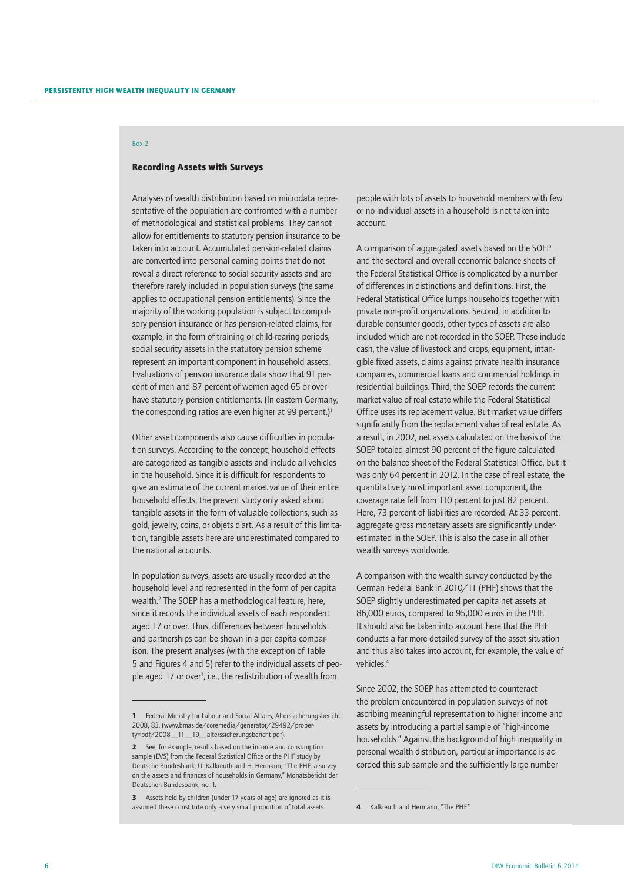Box 2

### Recording Assets with Surveys

Analyses of wealth distribution based on microdata representative of the population are confronted with a number of methodological and statistical problems. They cannot allow for entitlements to statutory pension insurance to be taken into account. Accumulated pension-related claims are converted into personal earning points that do not reveal a direct reference to social security assets and are therefore rarely included in population surveys (the same applies to occupational pension entitlements). Since the majority of the working population is subject to compulsory pension insurance or has pension-related claims, for example, in the form of training or child-rearing periods, social security assets in the statutory pension scheme represent an important component in household assets. Evaluations of pension insurance data show that 91 percent of men and 87 percent of women aged 65 or over have statutory pension entitlements. (In eastern Germany, the corresponding ratios are even higher at 99 percent.)[1]

Other asset components also cause difficulties in population surveys. According to the concept, household effects are categorized as tangible assets and include all vehicles in the household. Since it is difficult for respondents to give an estimate of the current market value of their entire household effects, the present study only asked about tangible assets in the form of valuable collections, such as gold, jewelry, coins, or objets d'art. As a result of this limitation, tangible assets here are underestimated compared to the national accounts.

In population surveys, assets are usually recorded at the household level and represented in the form of per capita wealth.[2] The SOEP has a methodological feature, here, since it records the individual assets of each respondent aged 17 or over. Thus, differences between households and partnerships can be shown in a per capita comparison. The present analyses (with the exception of Table 5 and Figures 4 and 5) refer to the individual assets of people aged 17 or over[3], i.e., the redistribution of wealth from people with lots of assets to household members with few or no individual assets in a household is not taken into account.

A comparison of aggregated assets based on the SOEP and the sectoral and overall economic balance sheets of the Federal Statistical Office is complicated by a number of differences in distinctions and definitions. First, the Federal Statistical Office lumps households together with private non-profit organizations. Second, in addition to durable consumer goods, other types of assets are also included which are not recorded in the SOEP. These include cash, the value of livestock and crops, equipment, intangible fixed assets, claims against private health insurance companies, commercial loans and commercial holdings in residential buildings. Third, the SOEP records the current market value of real estate while the Federal Statistical Office uses its replacement value. But market value differs significantly from the replacement value of real estate. As a result, in 2002, net assets calculated on the basis of the SOEP totaled almost 90 percent of the figure calculated on the balance sheet of the Federal Statistical Office, but it was only 64 percent in 2012. In the case of real estate, the quantitatively most important asset component, the coverage rate fell from 110 percent to just 82 percent. Here, 73 percent of liabilities are recorded. At 33 percent, aggregate gross monetary assets are significantly underestimated in the SOEP. This is also the case in all other wealth surveys worldwide.

A comparison with the wealth survey conducted by the German Federal Bank in 2010/11 (PHF) shows that the SOEP slightly underestimated per capita net assets at 86,000 euros, compared to 95,000 euros in the PHF. It should also be taken into account here that the PHF conducts a far more detailed survey of the asset situation and thus also takes into account, for example, the value of vehicles.[4]

Since 2002, the SOEP has attempted to counteract the problem encountered in population surveys of not ascribing meaningful representation to higher income and assets by introducing a partial sample of "high-income households." Against the background of high inequality in personal wealth distribution, particular importance is accorded this sub-sample and the sufficiently large number

---

1 Federal Ministry for Labour and Social Affairs, Alterssicherungsbericht 2008, 83. (www.bmas.de/coremedia/generator/29492/property=pdf/2008__11__19__alterssicherungsbericht.pdf).

2 See, for example, results based on the income and consumption sample (EVS) from the Federal Statistical Office or the PHF study by Deutsche Bundesbank; U. Kalkreuth and H. Hermann, "The PHF: a survey on the assets and finances of households in Germany," Monatsbericht der Deutschen Bundesbank, no. 1.

3 Assets held by children (under 17 years of age) are ignored as it is assumed these constitute only a very small proportion of total assets.

4 Kalkreuth and Hermann, "The PHF."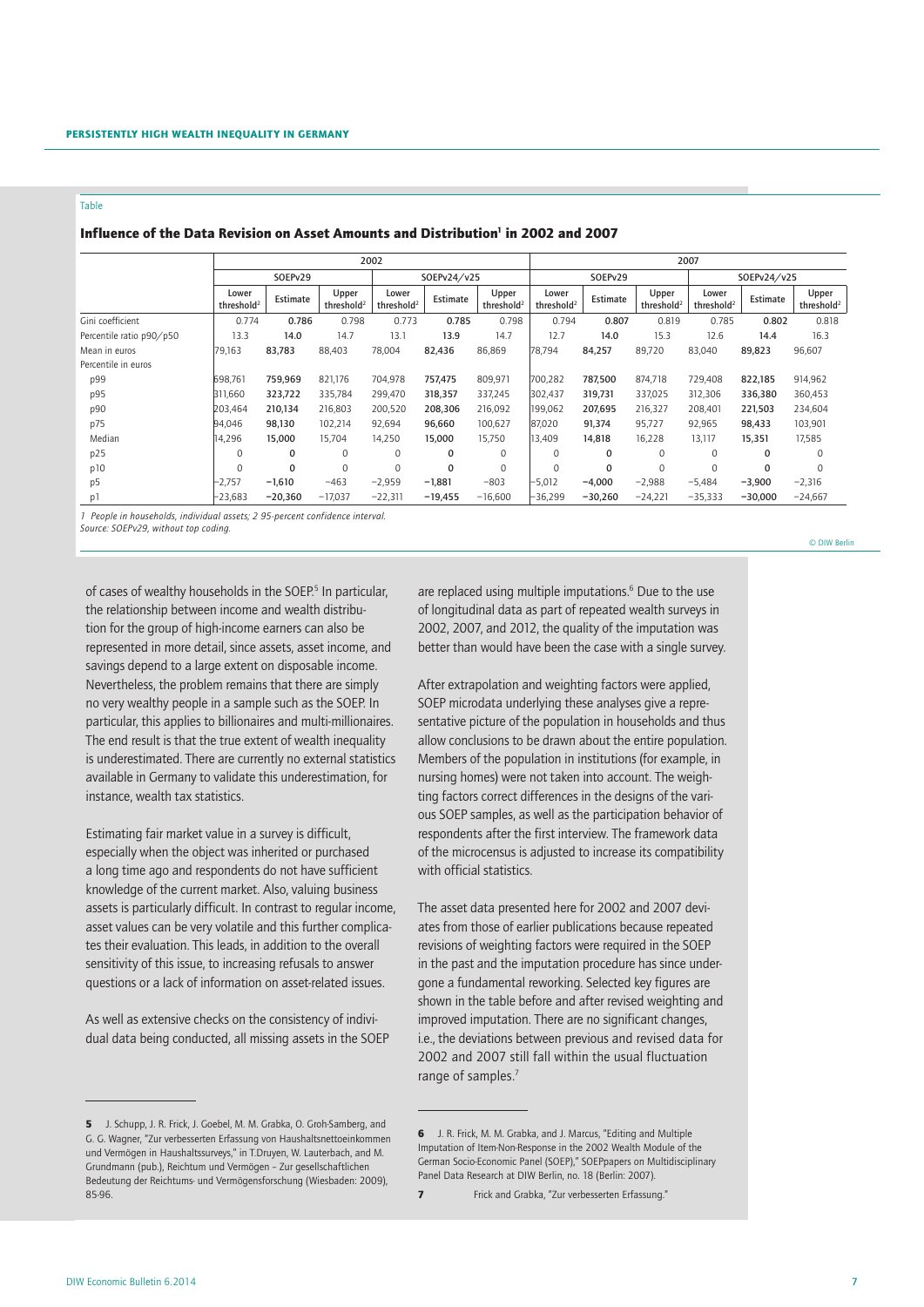Table

**Influence of the Data Revision on Asset Amounts and Distribution[1] in 2002 and 2007**

| | 2002 | | | | | | 2007 | | | | | |
|---|---|---|---|---|---|---|---|---|---|---|---|---|
| | SOEPv29 | | | SOEPv24/v25 | | | SOEPv29 | | | SOEPv24/v25 | | |
| | Lower threshold[2] | Estimate | Upper threshold[2] | Lower threshold[2] | Estimate | Upper threshold[2] | Lower threshold[2] | Estimate | Upper threshold[2] | Lower threshold[2] | Estimate | Upper threshold[2] |
| Gini coefficient | 0.774 | **0.786** | 0.798 | 0.773 | **0.785** | 0.798 | 0.794 | **0.807** | 0.819 | 0.785 | **0.802** | 0.818 |
| Percentile ratio p90/p50 | 13.3 | **14.0** | 14.7 | 13.1 | **13.9** | 14.7 | 12.7 | **14.0** | 15.3 | 12.6 | **14.4** | 16.3 |
| Mean in euros | 79,163 | **83,783** | 88,403 | 78,004 | **82,436** | 86,869 | 78,794 | **84,257** | 89,720 | 83,040 | **89,823** | 96,607 |
| Percentile in euros | | | | | | | | | | | | |
| p99 | 698,761 | **759,969** | 821,176 | 704,978 | **757,475** | 809,971 | 700,282 | **787,500** | 874,718 | 729,408 | **822,185** | 914,962 |
| p95 | 311,660 | **323,722** | 335,784 | 299,470 | **318,357** | 337,245 | 302,437 | **319,731** | 337,025 | 312,306 | **336,380** | 360,453 |
| p90 | 203,464 | **210,134** | 216,803 | 200,520 | **208,306** | 216,092 | 199,062 | **207,695** | 216,327 | 208,401 | **221,503** | 234,604 |
| p75 | 94,046 | **98,130** | 102,214 | 92,694 | **96,660** | 100,627 | 87,020 | **91,374** | 95,727 | 92,965 | **98,433** | 103,901 |
| Median | 14,296 | **15,000** | 15,704 | 14,250 | **15,000** | 15,750 | 13,409 | **14,818** | 16,228 | 13,117 | **15,351** | 17,585 |
| p25 | 0 | **0** | 0 | 0 | **0** | 0 | 0 | **0** | 0 | 0 | **0** | 0 |
| p10 | 0 | **0** | 0 | 0 | **0** | 0 | 0 | **0** | 0 | 0 | **0** | 0 |
| p5 | −2,757 | **−1,610** | −463 | −2,959 | **−1,881** | −803 | −5,012 | **−4,000** | −2,988 | −5,484 | **−3,900** | −2,316 |
| p1 | −23,683 | **−20,360** | −17,037 | −22,311 | **−19,455** | −16,600 | −36,299 | **−30,260** | −24,221 | −35,333 | **−30,000** | −24,667 |

*1 People in households, individual assets; 2 95-percent confidence interval.*
*Source: SOEPv29, without top coding.*

© DIW Berlin

of cases of wealthy households in the SOEP.[5] In particular, the relationship between income and wealth distribution for the group of high-income earners can also be represented in more detail, since assets, asset income, and savings depend to a large extent on disposable income. Nevertheless, the problem remains that there are simply no very wealthy people in a sample such as the SOEP. In particular, this applies to billionaires and multi-millionaires. The end result is that the true extent of wealth inequality is underestimated. There are currently no external statistics available in Germany to validate this underestimation, for instance, wealth tax statistics.

Estimating fair market value in a survey is difficult, especially when the object was inherited or purchased a long time ago and respondents do not have sufficient knowledge of the current market. Also, valuing business assets is particularly difficult. In contrast to regular income, asset values can be very volatile and this further complicates their evaluation. This leads, in addition to the overall sensitivity of this issue, to increasing refusals to answer questions or a lack of information on asset-related issues.

As well as extensive checks on the consistency of individual data being conducted, all missing assets in the SOEP are replaced using multiple imputations.[6] Due to the use of longitudinal data as part of repeated wealth surveys in 2002, 2007, and 2012, the quality of the imputation was better than would have been the case with a single survey.

After extrapolation and weighting factors were applied, SOEP microdata underlying these analyses give a representative picture of the population in households and thus allow conclusions to be drawn about the entire population. Members of the population in institutions (for example, in nursing homes) were not taken into account. The weighting factors correct differences in the designs of the various SOEP samples, as well as the participation behavior of respondents after the first interview. The framework data of the microcensus is adjusted to increase its compatibility with official statistics.

The asset data presented here for 2002 and 2007 deviates from those of earlier publications because repeated revisions of weighting factors were required in the SOEP in the past and the imputation procedure has since undergone a fundamental reworking. Selected key figures are shown in the table before and after revised weighting and improved imputation. There are no significant changes, i.e., the deviations between previous and revised data for 2002 and 2007 still fall within the usual fluctuation range of samples.[7]

**5** J. Schupp, J. R. Frick, J. Goebel, M. M. Grabka, O. Groh-Samberg, and G. G. Wagner, "Zur verbesserten Erfassung von Haushaltsnettoeinkommen und Vermögen in Haushaltssurveys," in T.Druyen, W. Lauterbach, and M. Grundmann (pub.), Reichtum und Vermögen – Zur gesellschaftlichen Bedeutung der Reichtums- und Vermögensforschung (Wiesbaden: 2009), 85-96.

**6** J. R. Frick, M. M. Grabka, and J. Marcus, "Editing and Multiple Imputation of Item-Non-Response in the 2002 Wealth Module of the German Socio-Economic Panel (SOEP)," SOEPpapers on Multidisciplinary Panel Data Research at DIW Berlin, no. 18 (Berlin: 2007).

**7** Frick and Grabka, "Zur verbesserten Erfassung."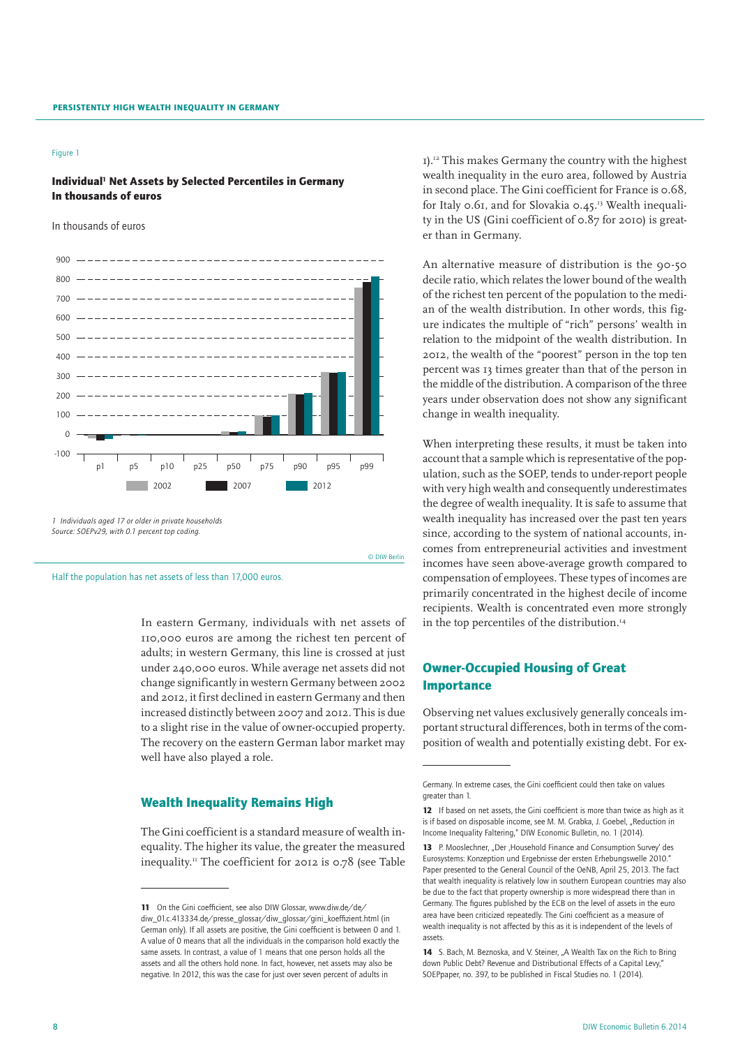Figure 1

**Individual[1] Net Assets by Selected Percentiles in Germany**
**In thousands of euros**

In thousands of euros

1 Individuals aged 17 or older in private households
Source: SOEPv29, with 0.1 percent top coding.

© DIW Berlin

Half the population has net assets of less than 17,000 euros.

In eastern Germany, individuals with net assets of 110,000 euros are among the richest ten percent of adults; in western Germany, this line is crossed at just under 240,000 euros. While average net assets did not change significantly in western Germany between 2002 and 2012, it first declined in eastern Germany and then increased distinctly between 2007 and 2012. This is due to a slight rise in the value of owner-occupied property. The recovery on the eastern German labor market may well have also played a role.

## Wealth Inequality Remains High

The Gini coefficient is a standard measure of wealth inequality. The higher its value, the greater the measured inequality.[11] The coefficient for 2012 is 0.78 (see Table 1).[12] This makes Germany the country with the highest wealth inequality in the euro area, followed by Austria in second place. The Gini coefficient for France is 0.68, for Italy 0.61, and for Slovakia 0.45.[13] Wealth inequality in the US (Gini coefficient of 0.87 for 2010) is greater than in Germany.

An alternative measure of distribution is the 90-50 decile ratio, which relates the lower bound of the wealth of the richest ten percent of the population to the median of the wealth distribution. In other words, this figure indicates the multiple of "rich" persons' wealth in relation to the midpoint of the wealth distribution. In 2012, the wealth of the "poorest" person in the top ten percent was 13 times greater than that of the person in the middle of the distribution. A comparison of the three years under observation does not show any significant change in wealth inequality.

When interpreting these results, it must be taken into account that a sample which is representative of the population, such as the SOEP, tends to under-report people with very high wealth and consequently underestimates the degree of wealth inequality. It is safe to assume that wealth inequality has increased over the past ten years since, according to the system of national accounts, incomes from entrepreneurial activities and investment incomes have seen above-average growth compared to compensation of employees. These types of incomes are primarily concentrated in the highest decile of income recipients. Wealth is concentrated even more strongly in the top percentiles of the distribution.[14]

## Owner-Occupied Housing of Great Importance

Observing net values exclusively generally conceals important structural differences, both in terms of the composition of wealth and potentially existing debt. For ex-

11 On the Gini coefficient, see also DIW Glossar, www.diw.de/de/diw_01.c.413334.de/presse_glossar/diw_glossar/gini_koeffizient.html (in German only). If all assets are positive, the Gini coefficient is between 0 and 1. A value of 0 means that all the individuals in the comparison hold exactly the same assets. In contrast, a value of 1 means that one person holds all the assets and all the others hold none. In fact, however, net assets may also be negative. In 2012, this was the case for just over seven percent of adults in Germany. In extreme cases, the Gini coefficient could then take on values greater than 1.

12 If based on net assets, the Gini coefficient is more than twice as high as it is if based on disposable income, see M. M. Grabka, J. Goebel, „Reduction in Income Inequality Faltering," DIW Economic Bulletin, no. 1 (2014).

13 P. Mooslechner, „Der ‚Household Finance and Consumption Survey' des Eurosystems: Konzeption und Ergebnisse der ersten Erhebungswelle 2010." Paper presented to the General Council of the OeNB, April 25, 2013. The fact that wealth inequality is relatively low in southern European countries may also be due to the fact that property ownership is more widespread there than in Germany. The figures published by the ECB on the level of assets in the euro area have been criticized repeatedly. The Gini coefficient as a measure of wealth inequality is not affected by this as it is independent of the levels of assets.

14 S. Bach, M. Beznoska, and V. Steiner, „A Wealth Tax on the Rich to Bring down Public Debt? Revenue and Distributional Effects of a Capital Levy," SOEPpaper, no. 397, to be published in Fiscal Studies no. 1 (2014).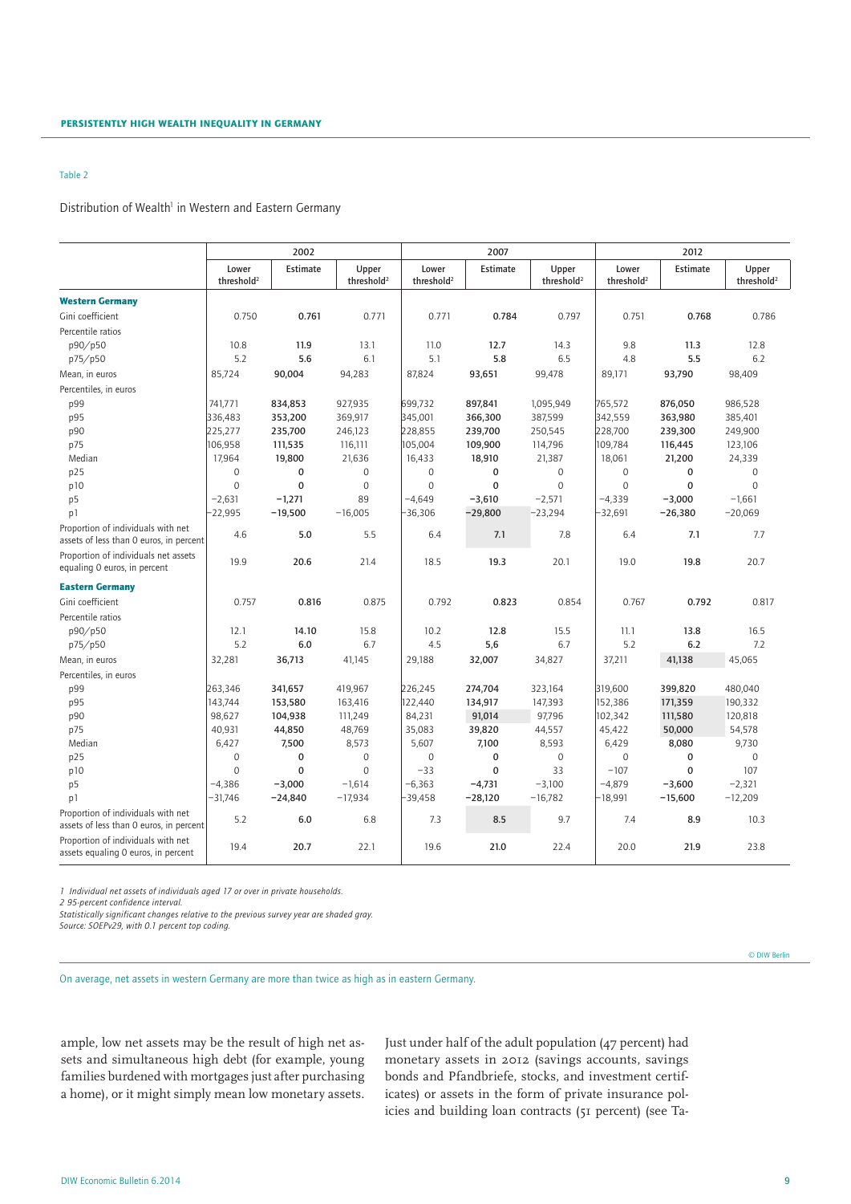Table 2

Distribution of Wealth[1] in Western and Eastern Germany

| | 2002 | | | 2007 | | | 2012 | | |
|---|---|---|---|---|---|---|---|---|---|
| | Lower threshold[2] | Estimate | Upper threshold[2] | Lower threshold[2] | Estimate | Upper threshold[2] | Lower threshold[2] | Estimate | Upper threshold[2] |
| **Western Germany** | | | | | | | | | |
| Gini coefficient | 0.750 | **0.761** | 0.771 | 0.771 | **0.784** | 0.797 | 0.751 | **0.768** | 0.786 |
| Percentile ratios | | | | | | | | | |
| p90/p50 | 10.8 | **11.9** | 13.1 | 11.0 | **12.7** | 14.3 | 9.8 | **11.3** | 12.8 |
| p75/p50 | 5.2 | **5.6** | 6.1 | 5.1 | **5.8** | 6.5 | 4.8 | **5.5** | 6.2 |
| Mean, in euros | 85,724 | **90,004** | 94,283 | 87,824 | **93,651** | 99,478 | 89,171 | **93,790** | 98,409 |
| Percentiles, in euros | | | | | | | | | |
| p99 | 741,771 | **834,853** | 927,935 | 699,732 | **897,841** | 1,095,949 | 765,572 | **876,050** | 986,528 |
| p95 | 336,483 | **353,200** | 369,917 | 345,001 | **366,300** | 387,599 | 342,559 | **363,980** | 385,401 |
| p90 | 225,277 | **235,700** | 246,123 | 228,855 | **239,700** | 250,545 | 228,700 | **239,300** | 249,900 |
| p75 | 106,958 | **111,535** | 116,111 | 105,004 | **109,900** | 114,796 | 109,784 | **116,445** | 123,106 |
| Median | 17,964 | **19,800** | 21,636 | 16,433 | **18,910** | 21,387 | 18,061 | **21,200** | 24,339 |
| p25 | 0 | **0** | 0 | 0 | **0** | 0 | 0 | **0** | 0 |
| p10 | 0 | **0** | 0 | 0 | **0** | 0 | 0 | **0** | 0 |
| p5 | −2,631 | **−1,271** | 89 | −4,649 | **−3,610** | −2,571 | −4,339 | **−3,000** | −1,661 |
| p1 | −22,995 | **−19,500** | −16,005 | −36,306 | **−29,800** | −23,294 | −32,691 | **−26,380** | −20,069 |
| Proportion of individuals with net assets of less than 0 euros, in percent | 4.6 | **5.0** | 5.5 | 6.4 | **7.1** | 7.8 | 6.4 | **7.1** | 7.7 |
| Proportion of individuals net assets equaling 0 euros, in percent | 19.9 | **20.6** | 21.4 | 18.5 | **19.3** | 20.1 | 19.0 | **19.8** | 20.7 |
| **Eastern Germany** | | | | | | | | | |
| Gini coefficient | 0.757 | **0.816** | 0.875 | 0.792 | **0.823** | 0.854 | 0.767 | **0.792** | 0.817 |
| Percentile ratios | | | | | | | | | |
| p90/p50 | 12.1 | **14.10** | 15.8 | 10.2 | **12.8** | 15.5 | 11.1 | **13.8** | 16.5 |
| p75/p50 | 5.2 | **6.0** | 6.7 | 4.5 | **5,6** | 6.7 | 5.2 | **6.2** | 7.2 |
| Mean, in euros | 32,281 | **36,713** | 41,145 | 29,188 | **32,007** | 34,827 | 37,211 | **41,138** | 45,065 |
| Percentiles, in euros | | | | | | | | | |
| p99 | 263,346 | **341,657** | 419,967 | 226,245 | **274,704** | 323,164 | 319,600 | **399,820** | 480,040 |
| p95 | 143,744 | **153,580** | 163,416 | 122,440 | **134,917** | 147,393 | 152,386 | **171,359** | 190,332 |
| p90 | 98,627 | **104,938** | 111,249 | 84,231 | **91,014** | 97,796 | 102,342 | **111,580** | 120,818 |
| p75 | 40,931 | **44,850** | 48,769 | 35,083 | **39,820** | 44,557 | 45,422 | **50,000** | 54,578 |
| Median | 6,427 | **7,500** | 8,573 | 5,607 | **7,100** | 8,593 | 6,429 | **8,080** | 9,730 |
| p25 | 0 | **0** | 0 | 0 | **0** | 0 | 0 | **0** | 0 |
| p10 | 0 | **0** | 0 | −33 | **0** | 33 | −107 | **0** | 107 |
| p5 | −4,386 | **−3,000** | −1,614 | −6,363 | **−4,731** | −3,100 | −4,879 | **−3,600** | −2,321 |
| p1 | −31,746 | **−24,840** | −17,934 | −39,458 | **−28,120** | −16,782 | −18,991 | **−15,600** | −12,209 |
| Proportion of individuals with net assets of less than 0 euros, in percent | 5.2 | **6.0** | 6.8 | 7.3 | **8.5** | 9.7 | 7.4 | **8.9** | 10.3 |
| Proportion of individuals with net assets equaling 0 euros, in percent | 19.4 | **20.7** | 22.1 | 19.6 | **21.0** | 22.4 | 20.0 | **21.9** | 23.8 |

*1 Individual net assets of individuals aged 17 or over in private households.*
*2 95-percent confidence interval.*
*Statistically significant changes relative to the previous survey year are shaded gray.*
*Source: SOEPv29, with 0.1 percent top coding.*

© DIW Berlin

On average, net assets in western Germany are more than twice as high as in eastern Germany.

ample, low net assets may be the result of high net assets and simultaneous high debt (for example, young families burdened with mortgages just after purchasing a home), or it might simply mean low monetary assets.

Just under half of the adult population (47 percent) had monetary assets in 2012 (savings accounts, savings bonds and Pfandbriefe, stocks, and investment certificates) or assets in the form of private insurance policies and building loan contracts (51 percent) (see Ta-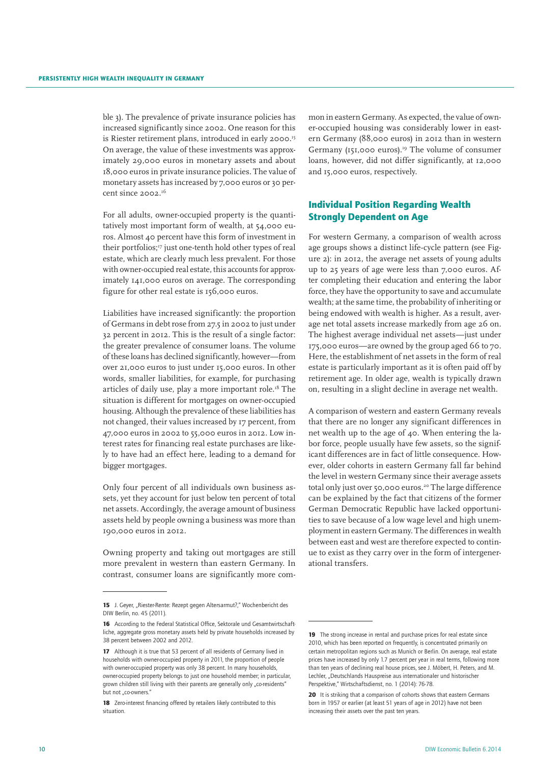ble 3). The prevalence of private insurance policies has increased significantly since 2002. One reason for this is Riester retirement plans, introduced in early 2000.[15] On average, the value of these investments was approximately 29,000 euros in monetary assets and about 18,000 euros in private insurance policies. The value of monetary assets has increased by 7,000 euros or 30 percent since 2002.[16]

For all adults, owner-occupied property is the quantitatively most important form of wealth, at 54,000 euros. Almost 40 percent have this form of investment in their portfolios;[17] just one-tenth hold other types of real estate, which are clearly much less prevalent. For those with owner-occupied real estate, this accounts for approximately 141,000 euros on average. The corresponding figure for other real estate is 156,000 euros.

Liabilities have increased significantly: the proportion of Germans in debt rose from 27.5 in 2002 to just under 32 percent in 2012. This is the result of a single factor: the greater prevalence of consumer loans. The volume of these loans has declined significantly, however—from over 21,000 euros to just under 15,000 euros. In other words, smaller liabilities, for example, for purchasing articles of daily use, play a more important role.[18] The situation is different for mortgages on owner-occupied housing. Although the prevalence of these liabilities has not changed, their values increased by 17 percent, from 47,000 euros in 2002 to 55,000 euros in 2012. Low interest rates for financing real estate purchases are likely to have had an effect here, leading to a demand for bigger mortgages.

Only four percent of all individuals own business assets, yet they account for just below ten percent of total net assets. Accordingly, the average amount of business assets held by people owning a business was more than 190,000 euros in 2012.

Owning property and taking out mortgages are still more prevalent in western than eastern Germany. In contrast, consumer loans are significantly more common in eastern Germany. As expected, the value of owner-occupied housing was considerably lower in eastern Germany (88,000 euros) in 2012 than in western Germany (151,000 euros).[19] The volume of consumer loans, however, did not differ significantly, at 12,000 and 15,000 euros, respectively.

## Individual Position Regarding Wealth Strongly Dependent on Age

For western Germany, a comparison of wealth across age groups shows a distinct life-cycle pattern (see Figure 2): in 2012, the average net assets of young adults up to 25 years of age were less than 7,000 euros. After completing their education and entering the labor force, they have the opportunity to save and accumulate wealth; at the same time, the probability of inheriting or being endowed with wealth is higher. As a result, average net total assets increase markedly from age 26 on. The highest average individual net assets—just under 175,000 euros—are owned by the group aged 66 to 70. Here, the establishment of net assets in the form of real estate is particularly important as it is often paid off by retirement age. In older age, wealth is typically drawn on, resulting in a slight decline in average net wealth.

A comparison of western and eastern Germany reveals that there are no longer any significant differences in net wealth up to the age of 40. When entering the labor force, people usually have few assets, so the significant differences are in fact of little consequence. However, older cohorts in eastern Germany fall far behind the level in western Germany since their average assets total only just over 50,000 euros.[20] The large difference can be explained by the fact that citizens of the former German Democratic Republic have lacked opportunities to save because of a low wage level and high unemployment in eastern Germany. The differences in wealth between east and west are therefore expected to continue to exist as they carry over in the form of intergenerational transfers.

---

**15** J. Geyer, „Riester-Rente: Rezept gegen Altersarmut?," Wochenbericht des DIW Berlin, no. 45 (2011).

**16** According to the Federal Statistical Office, Sektorale und Gesamtwirtschaftliche, aggregate gross monetary assets held by private households increased by 38 percent between 2002 and 2012.

**17** Although it is true that 53 percent of all residents of Germany lived in households with owner-occupied property in 2011, the proportion of people with owner-occupied property was only 38 percent. In many households, owner-occupied property belongs to just one household member; in particular, grown children still living with their parents are generally only „co-residents" but not „co-owners."

**18** Zero-interest financing offered by retailers likely contributed to this situation.

**19** The strong increase in rental and purchase prices for real estate since 2010, which has been reported on frequently, is concentrated primarily on certain metropolitan regions such as Munich or Berlin. On average, real estate prices have increased by only 1.7 percent per year in real terms, following more than ten years of declining real house prices, see J. Möbert, H. Peters, and M. Lechler, „Deutschlands Hauspreise aus internationaler und historischer Perspektive," Wirtschaftsdienst, no. 1 (2014): 76-78.

**20** It is striking that a comparison of cohorts shows that eastern Germans born in 1957 or earlier (at least 51 years of age in 2012) have not been increasing their assets over the past ten years.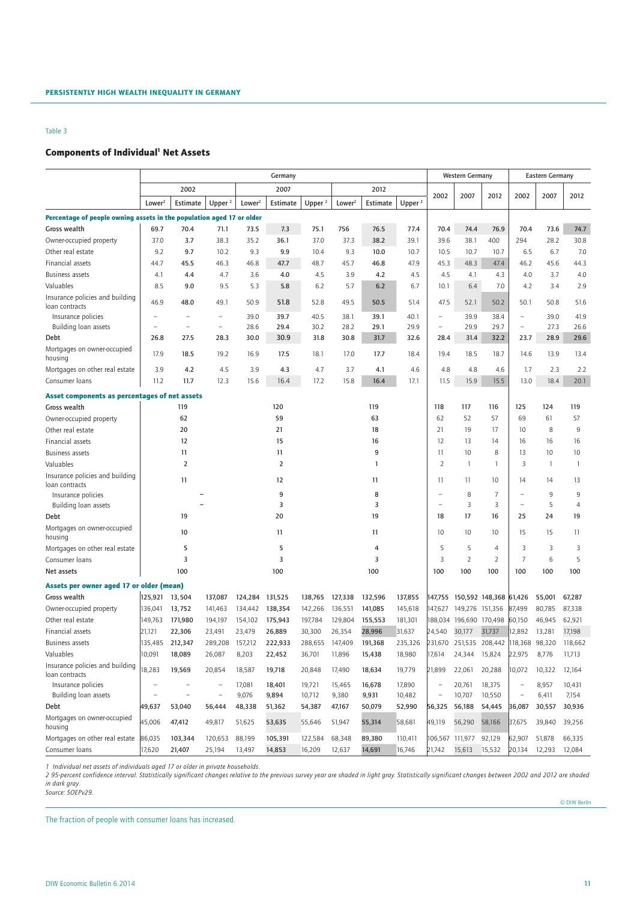Table 3

## Components of Individual[1] Net Assets

| | Germany | | | | | | | | | Western Germany | | | Eastern Germany | | |
|---|---|---|---|---|---|---|---|---|---|---|---|---|---|---|---|
| | 2002 | | | 2007 | | | 2012 | | | 2002 | 2007 | 2012 | 2002 | 2007 | 2012 |
| | Lower[2] | Estimate | Upper[2] | Lower[2] | Estimate | Upper[2] | Lower[2] | Estimate | Upper[2] | | | | | | |
| **Percentage of people owning assets in the population aged 17 or older** | | | | | | | | | | | | | | | |
| Gross wealth | 69.7 | 70.4 | 71.1 | 73.5 | 7.3 | 75.1 | 756 | 76.5 | 77.4 | 70.4 | 74.4 | 76.9 | 70.4 | 73.6 | 74.7 |
| Owner-occupied property | 37.0 | 3.7 | 38.3 | 35.2 | 36.1 | 37.0 | 37.3 | 38.2 | 39.1 | 39.6 | 38.1 | 400 | 294 | 28.2 | 30.8 |
| Other real estate | 9.2 | 9.7 | 10.2 | 9.3 | 9.9 | 10.4 | 9.3 | 10.0 | 10.7 | 10.5 | 10.7 | 10.7 | 6.5 | 6.7 | 7.0 |
| Financial assets | 44.7 | 45.5 | 46.3 | 46.8 | 47.7 | 48.7 | 45.7 | 46.8 | 47.9 | 45.3 | 48.3 | 47.4 | 46.2 | 45.6 | 44.3 |
| Business assets | 4.1 | 4.4 | 4.7 | 3.6 | 4.0 | 4.5 | 3.9 | 4.2 | 4.5 | 4.5 | 4.1 | 4.3 | 4.0 | 3.7 | 4.0 |
| Valuables | 8.5 | 9.0 | 9.5 | 5.3 | 5.8 | 6.2 | 5.7 | 6.2 | 6.7 | 10.1 | 6.4 | 7.0 | 4.2 | 3.4 | 2.9 |
| Insurance policies and building loan contracts | 46.9 | 48.0 | 49.1 | 50.9 | 51.8 | 52.8 | 49.5 | 50.5 | 51.4 | 47.5 | 52.1 | 50.2 | 50.1 | 50.8 | 51.6 |
| Insurance policies | – | – | – | 39.0 | 39.7 | 40.5 | 38.1 | 39.1 | 40.1 | – | 39.9 | 38.4 | – | 39.0 | 41.9 |
| Building loan assets | – | – | – | 28.6 | 29.4 | 30.2 | 28.2 | 29.1 | 29.9 | – | 29.9 | 29.7 | – | 27.3 | 26.6 |
| Debt | 26.8 | 27.5 | 28.3 | 30.0 | 30.9 | 31.8 | 30.8 | 31.7 | 32.6 | 28.4 | 31.4 | 32.2 | 23.7 | 28.9 | 29.6 |
| Mortgages on owner-occupied housing | 17.9 | 18.5 | 19.2 | 16.9 | 17.5 | 18.1 | 17.0 | 17.7 | 18.4 | 19.4 | 18.5 | 18.7 | 14.6 | 13.9 | 13.4 |
| Mortgages on other real estate | 3.9 | 4.2 | 4.5 | 3.9 | 4.3 | 4.7 | 3.7 | 4.1 | 4.6 | 4.8 | 4.8 | 4.6 | 1.7 | 2.3 | 2.2 |
| Consumer loans | 11.2 | 11.7 | 12.3 | 15.6 | 16.4 | 17.2 | 15.8 | 16.4 | 17.1 | 11.5 | 15.9 | 15.5 | 13.0 | 18.4 | 20.1 |
| **Asset components as percentages of net assets** | | | | | | | | | | | | | | | |
| Gross wealth | | 119 | | | 120 | | | 119 | | 118 | 117 | 116 | 125 | 124 | 119 |
| Owner-occupied property | | 62 | | | 59 | | | 63 | | 62 | 52 | 57 | 69 | 61 | 57 |
| Other real estate | | 20 | | | 21 | | | 18 | | 21 | 19 | 17 | 10 | 8 | 9 |
| Financial assets | | 12 | | | 15 | | | 16 | | 12 | 13 | 14 | 16 | 16 | 16 |
| Business assets | | 11 | | | 11 | | | 9 | | 11 | 10 | 8 | 13 | 10 | 10 |
| Valuables | | 2 | | | 2 | | | 1 | | 2 | 1 | 1 | 3 | 1 | 1 |
| Insurance policies and building loan contracts | | 11 | | | 12 | | | 11 | | 11 | 11 | 10 | 14 | 14 | 13 |
| Insurance policies | | – | | | 9 | | | 8 | | – | 8 | 7 | – | 9 | 9 |
| Building loan assets | | – | | | 3 | | | 3 | | – | 3 | 3 | – | 5 | 4 |
| Debt | | 19 | | | 20 | | | 19 | | 18 | 17 | 16 | 25 | 24 | 19 |
| Mortgages on owner-occupied housing | | 10 | | | 11 | | | 11 | | 10 | 10 | 10 | 15 | 15 | 11 |
| Mortgages on other real estate | | 5 | | | 5 | | | 4 | | 5 | 5 | 4 | 3 | 3 | 3 |
| Consumer loans | | 3 | | | 3 | | | 3 | | 3 | 2 | 2 | 7 | 6 | 5 |
| Net assets | | 100 | | | 100 | | | 100 | | 100 | 100 | 100 | 100 | 100 | 100 |
| **Assets per owner aged 17 or older (mean)** | | | | | | | | | | | | | | | |
| Gross wealth | 125,921 | 13,504 | 137,087 | 124,284 | 131,525 | 138,765 | 127,338 | 132,596 | 137,855 | 147,755 | 150,592 | 148,368 | 61,426 | 55,001 | 67,287 |
| Owner-occupied property | 136,041 | 13,752 | 141,463 | 134,442 | 138,354 | 142,266 | 136,551 | 141,085 | 145,618 | 147,627 | 149,276 | 151,356 | 87,499 | 80,785 | 87,338 |
| Other real estate | 149,763 | 171,980 | 194,197 | 154,102 | 175,943 | 197,784 | 129,804 | 155,553 | 181,301 | 188,034 | 196,690 | 170,498 | 60,150 | 46,945 | 62,921 |
| Financial assets | 21,121 | 22,306 | 23,491 | 23,479 | 26,889 | 30,300 | 26,354 | 28,996 | 31,637 | 24,540 | 30,177 | 31,737 | 12,892 | 13,281 | 17,198 |
| Business assets | 135,485 | 212,347 | 289,208 | 157,212 | 222,933 | 288,655 | 147,409 | 191,368 | 235,326 | 231,670 | 251,535 | 208,442 | 118,368 | 98,320 | 118,662 |
| Valuables | 10,091 | 18,089 | 26,087 | 8,203 | 22,452 | 36,701 | 11,896 | 15,438 | 18,980 | 17,614 | 24,344 | 15,824 | 22,975 | 8,776 | 11,713 |
| Insurance policies and building loan contracts | 18,283 | 19,569 | 20,854 | 18,587 | 19,718 | 20,848 | 17,490 | 18,634 | 19,779 | 21,899 | 22,061 | 20,288 | 10,072 | 10,322 | 12,164 |
| Insurance policies | – | – | – | 17,081 | 18,401 | 19,721 | 15,465 | 16,678 | 17,890 | – | 20,761 | 18,375 | – | 8,957 | 10,431 |
| Building loan assets | – | – | – | 9,076 | 9,894 | 10,712 | 9,380 | 9,931 | 10,482 | – | 10,707 | 10,550 | – | 6,411 | 7,154 |
| Debt | 49,637 | 53,040 | 56,444 | 48,338 | 51,362 | 54,387 | 47,167 | 50,079 | 52,990 | 56,325 | 56,188 | 54,445 | 36,087 | 30,557 | 30,936 |
| Mortgages on owner-occupied housing | 45,006 | 47,412 | 49,817 | 51,625 | 53,635 | 55,646 | 51,947 | 55,314 | 58,681 | 49,119 | 56,290 | 58,166 | 37,675 | 39,840 | 39,256 |
| Mortgages on other real estate | 86,035 | 103,344 | 120,653 | 88,199 | 105,391 | 122,584 | 68,348 | 89,380 | 110,411 | 106,567 | 111,977 | 92,129 | 62,907 | 51,878 | 66,335 |
| Consumer loans | 17,620 | 21,407 | 25,194 | 13,497 | 14,853 | 16,209 | 12,637 | 14,691 | 16,746 | 21,742 | 15,613 | 15,532 | 20,134 | 12,293 | 12,084 |

*1 Individual net assets of individuals aged 17 or older in private households.*
*2 95-percent confidence interval. Statistically significant changes relative to the previous survey year are shaded in light gray. Statistically significant changes between 2002 and 2012 are shaded in dark gray.*
*Source: SOEPv29.*

© DIW Berlin

The fraction of people with consumer loans has increased.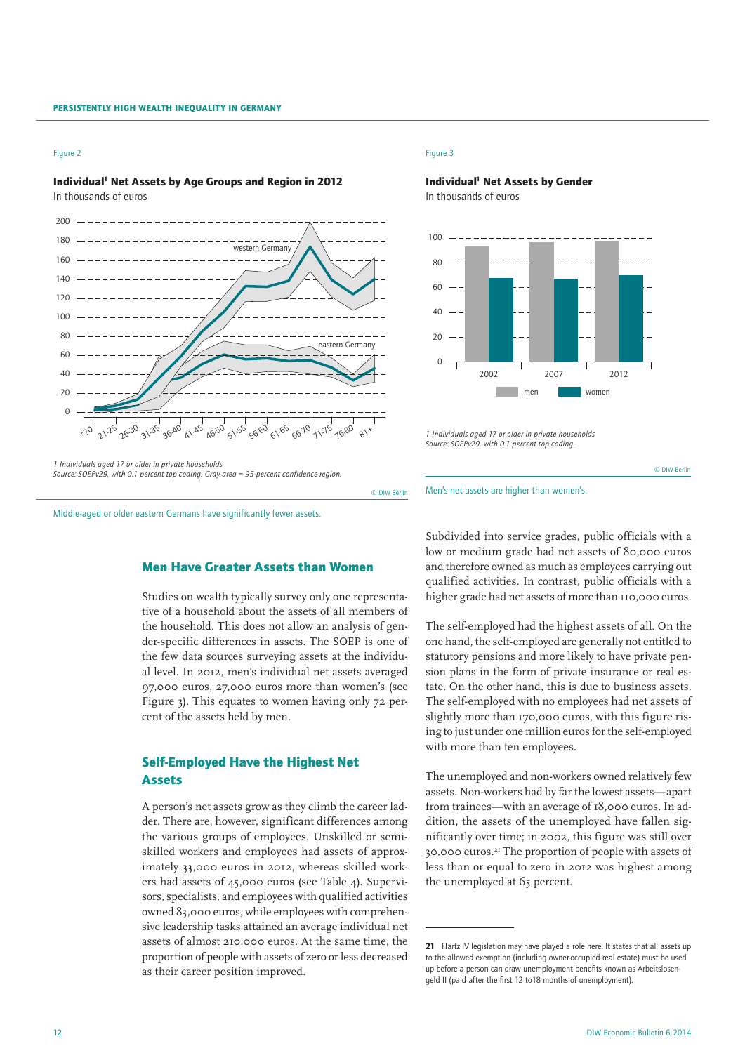Figure 2

**Individual[1] Net Assets by Age Groups and Region in 2012**
In thousands of euros

1 Individuals aged 17 or older in private households
*Source: SOEPv29, with 0.1 percent top coding. Gray area = 95-percent confidence region.*

© DIW Berlin

Middle-aged or older eastern Germans have significantly fewer assets.

Figure 3

**Individual[1] Net Assets by Gender**
In thousands of euros

*1 Individuals aged 17 or older in private households*
*Source: SOEPv29, with 0.1 percent top coding.*

© DIW Berlin

Men's net assets are higher than women's.

## Men Have Greater Assets than Women

Studies on wealth typically survey only one representative of a household about the assets of all members of the household. This does not allow an analysis of gender-specific differences in assets. The SOEP is one of the few data sources surveying assets at the individual level. In 2012, men's individual net assets averaged 97,000 euros, 27,000 euros more than women's (see Figure 3). This equates to women having only 72 percent of the assets held by men.

## Self-Employed Have the Highest Net Assets

A person's net assets grow as they climb the career ladder. There are, however, significant differences among the various groups of employees. Unskilled or semi-skilled workers and employees had assets of approximately 33,000 euros in 2012, whereas skilled workers had assets of 45,000 euros (see Table 4). Supervisors, specialists, and employees with qualified activities owned 83,000 euros, while employees with comprehensive leadership tasks attained an average individual net assets of almost 210,000 euros. At the same time, the proportion of people with assets of zero or less decreased as their career position improved.

Subdivided into service grades, public officials with a low or medium grade had net assets of 80,000 euros and therefore owned as much as employees carrying out qualified activities. In contrast, public officials with a higher grade had net assets of more than 110,000 euros.

The self-employed had the highest assets of all. On the one hand, the self-employed are generally not entitled to statutory pensions and more likely to have private pension plans in the form of private insurance or real estate. On the other hand, this is due to business assets. The self-employed with no employees had net assets of slightly more than 170,000 euros, with this figure rising to just under one million euros for the self-employed with more than ten employees.

The unemployed and non-workers owned relatively few assets. Non-workers had by far the lowest assets—apart from trainees—with an average of 18,000 euros. In addition, the assets of the unemployed have fallen significantly over time; in 2002, this figure was still over 30,000 euros.[21] The proportion of people with assets of less than or equal to zero in 2012 was highest among the unemployed at 65 percent.

**21** Hartz IV legislation may have played a role here. It states that all assets up to the allowed exemption (including owner-occupied real estate) must be used up before a person can draw unemployment benefits known as Arbeitslosengeld II (paid after the first 12 to18 months of unemployment).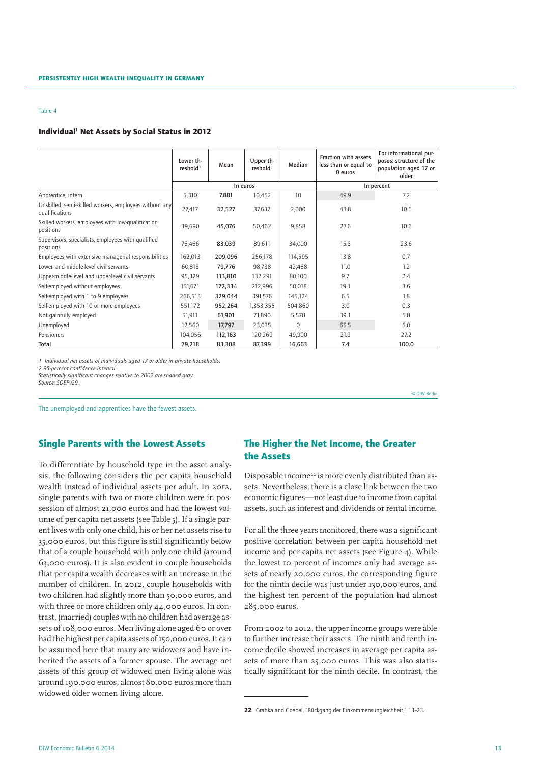Table 4

#### Individual[1] Net Assets by Social Status in 2012

| | Lower threshold[3] | Mean | Upper threshold[3] | Median | Fraction with assets less than or equal to 0 euros | For informational purposes: structure of the population aged 17 or older |
|---|---|---|---|---|---|---|
| | In euros | | | | In percent | |
| Apprentice, intern | 5,310 | 7,881 | 10,452 | 10 | 49.9 | 7.2 |
| Unskilled, semi-skilled workers, employees without any qualifications | 27,417 | 32,527 | 37,637 | 2,000 | 43.8 | 10.6 |
| Skilled workers, employees with low-qualification positions | 39,690 | 45,076 | 50,462 | 9,858 | 27.6 | 10.6 |
| Supervisors, specialists, employees with qualified positions | 76,466 | 83,039 | 89,611 | 34,000 | 15.3 | 23.6 |
| Employees with extensive managerial responsibilities | 162,013 | 209,096 | 256,178 | 114,595 | 13.8 | 0.7 |
| Lower- and middle-level civil servants | 60,813 | 79,776 | 98,738 | 42,468 | 11.0 | 1.2 |
| Upper-middle-level and upper-level civil servants | 95,329 | 113,810 | 132,291 | 80,100 | 9.7 | 2.4 |
| Self-employed without employees | 131,671 | 172,334 | 212,996 | 50,018 | 19.1 | 3.6 |
| Self-employed with 1 to 9 employees | 266,513 | 329,044 | 391,576 | 145,124 | 6.5 | 1.8 |
| Self-employed with 10 or more employees | 551,172 | 952,264 | 1,353,355 | 504,860 | 3.0 | 0.3 |
| Not gainfully employed | 51,911 | 61,901 | 71,890 | 5,578 | 39.1 | 5.8 |
| Unemployed | 12,560 | 17,797 | 23,035 | 0 | 65.5 | 5.0 |
| Pensioners | 104,056 | 112,163 | 120,269 | 49,900 | 21.9 | 27.2 |
| **Total** | **79,218** | **83,308** | **87,399** | **16,663** | **7.4** | **100.0** |

*1 Individual net assets of individuals aged 17 or older in private households.*
*2 95-percent confidence interval.*
*Statistically significant changes relative to 2002 are shaded gray.*
*Source: SOEPv29.*

© DIW Berlin

The unemployed and apprentices have the fewest assets.

## Single Parents with the Lowest Assets

To differentiate by household type in the asset analysis, the following considers the per capita household wealth instead of individual assets per adult. In 2012, single parents with two or more children were in possession of almost 21,000 euros and had the lowest volume of per capita net assets (see Table 5). If a single parent lives with only one child, his or her net assets rise to 35,000 euros, but this figure is still significantly below that of a couple household with only one child (around 63,000 euros). It is also evident in couple households that per capita wealth decreases with an increase in the number of children. In 2012, couple households with two children had slightly more than 50,000 euros, and with three or more children only 44,000 euros. In contrast, (married) couples with no children had average assets of 108,000 euros. Men living alone aged 60 or over had the highest per capita assets of 150,000 euros. It can be assumed here that many are widowers and have inherited the assets of a former spouse. The average net assets of this group of widowed men living alone was around 190,000 euros, almost 80,000 euros more than widowed older women living alone.

## The Higher the Net Income, the Greater the Assets

Disposable income[22] is more evenly distributed than assets. Nevertheless, there is a close link between the two economic figures—not least due to income from capital assets, such as interest and dividends or rental income.

For all the three years monitored, there was a significant positive correlation between per capita household net income and per capita net assets (see Figure 4). While the lowest 10 percent of incomes only had average assets of nearly 20,000 euros, the corresponding figure for the ninth decile was just under 130,000 euros, and the highest ten percent of the population had almost 285,000 euros.

From 2002 to 2012, the upper income groups were able to further increase their assets. The ninth and tenth income decile showed increases in average per capita assets of more than 25,000 euros. This was also statistically significant for the ninth decile. In contrast, the

**22** Grabka and Goebel, "Rückgang der Einkommensungleichheit," 13–23.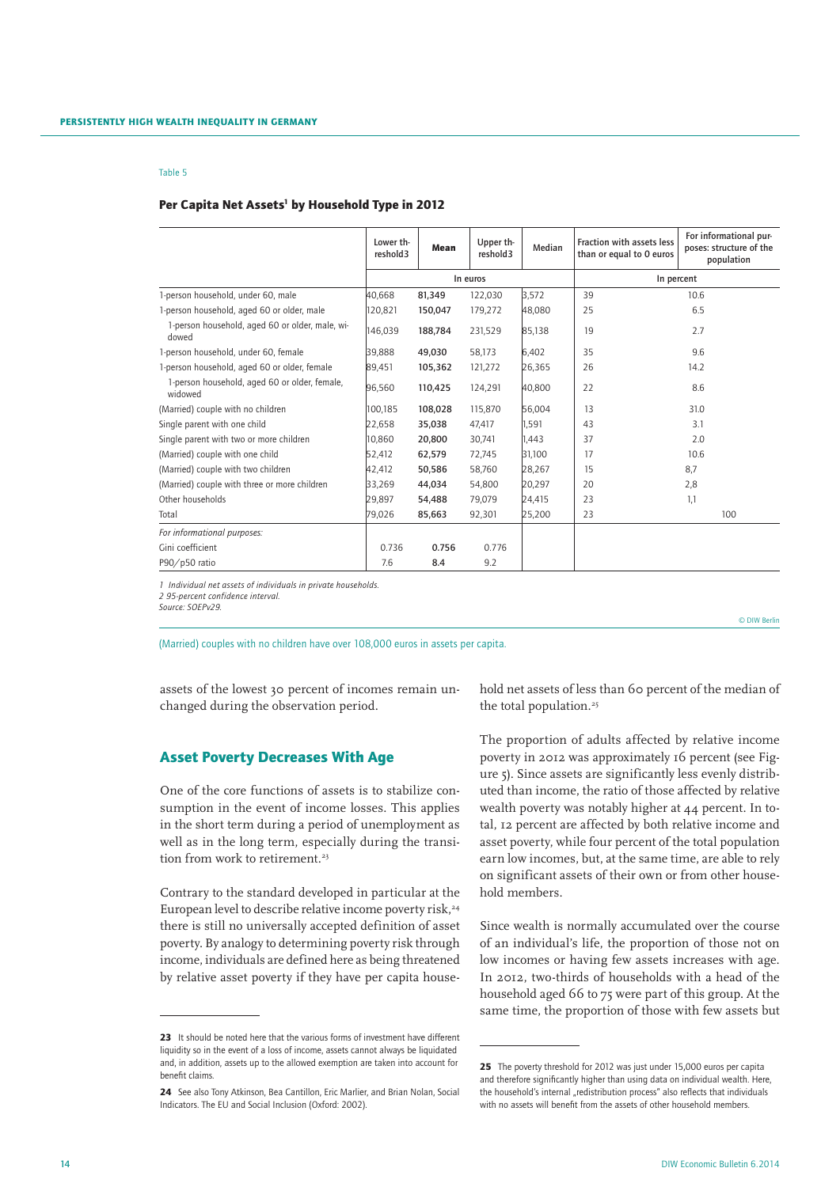Table 5

#### Per Capita Net Assets[1] by Household Type in 2012

| | Lower threshold3 | Mean | Upper threshold3 | Median | Fraction with assets less than or equal to 0 euros | For informational purposes: structure of the population |
|---|---|---|---|---|---|---|
| | In euros | | | | In percent | |
| 1-person household, under 60, male | 40,668 | **81,349** | 122,030 | 3,572 | 39 | 10.6 |
| 1-person household, aged 60 or older, male | 120,821 | **150,047** | 179,272 | 48,080 | 25 | 6.5 |
| 1-person household, aged 60 or older, male, widowed | 146,039 | **188,784** | 231,529 | 85,138 | 19 | 2.7 |
| 1-person household, under 60, female | 39,888 | **49,030** | 58,173 | 6,402 | 35 | 9.6 |
| 1-person household, aged 60 or older, female | 89,451 | **105,362** | 121,272 | 26,365 | 26 | 14.2 |
| 1-person household, aged 60 or older, female, widowed | 96,560 | **110,425** | 124,291 | 40,800 | 22 | 8.6 |
| (Married) couple with no children | 100,185 | **108,028** | 115,870 | 56,004 | 13 | 31.0 |
| Single parent with one child | 22,658 | **35,038** | 47,417 | 1,591 | 43 | 3.1 |
| Single parent with two or more children | 10,860 | **20,800** | 30,741 | 1,443 | 37 | 2.0 |
| (Married) couple with one child | 52,412 | **62,579** | 72,745 | 31,100 | 17 | 10.6 |
| (Married) couple with two children | 42,412 | **50,586** | 58,760 | 28,267 | 15 | 8,7 |
| (Married) couple with three or more children | 33,269 | **44,034** | 54,800 | 20,297 | 20 | 2,8 |
| Other households | 29,897 | **54,488** | 79,079 | 24,415 | 23 | 1,1 |
| Total | 79,026 | **85,663** | 92,301 | 25,200 | 23 | 100 |
| *For informational purposes:* | | | | | | |
| Gini coefficient | 0.736 | **0.756** | 0.776 | | | |
| P90/p50 ratio | 7.6 | **8.4** | 9.2 | | | |

*1 Individual net assets of individuals in private households.*
*2 95-percent confidence interval.*
*Source: SOEPv29.*

© DIW Berlin

(Married) couples with no children have over 108,000 euros in assets per capita.

assets of the lowest 30 percent of incomes remain unchanged during the observation period.

## Asset Poverty Decreases With Age

One of the core functions of assets is to stabilize consumption in the event of income losses. This applies in the short term during a period of unemployment as well as in the long term, especially during the transition from work to retirement.[23]

Contrary to the standard developed in particular at the European level to describe relative income poverty risk,[24] there is still no universally accepted definition of asset poverty. By analogy to determining poverty risk through income, individuals are defined here as being threatened by relative asset poverty if they have per capita household net assets of less than 60 percent of the median of the total population.[25]

The proportion of adults affected by relative income poverty in 2012 was approximately 16 percent (see Figure 5). Since assets are significantly less evenly distributed than income, the ratio of those affected by relative wealth poverty was notably higher at 44 percent. In total, 12 percent are affected by both relative income and asset poverty, while four percent of the total population earn low incomes, but, at the same time, are able to rely on significant assets of their own or from other household members.

Since wealth is normally accumulated over the course of an individual's life, the proportion of those not on low incomes or having few assets increases with age. In 2012, two-thirds of households with a head of the household aged 66 to 75 were part of this group. At the same time, the proportion of those with few assets but

23 It should be noted here that the various forms of investment have different liquidity so in the event of a loss of income, assets cannot always be liquidated and, in addition, assets up to the allowed exemption are taken into account for benefit claims.

24 See also Tony Atkinson, Bea Cantillon, Eric Marlier, and Brian Nolan, Social Indicators. The EU and Social Inclusion (Oxford: 2002).

25 The poverty threshold for 2012 was just under 15,000 euros per capita and therefore significantly higher than using data on individual wealth. Here, the household's internal „redistribution process" also reflects that individuals with no assets will benefit from the assets of other household members.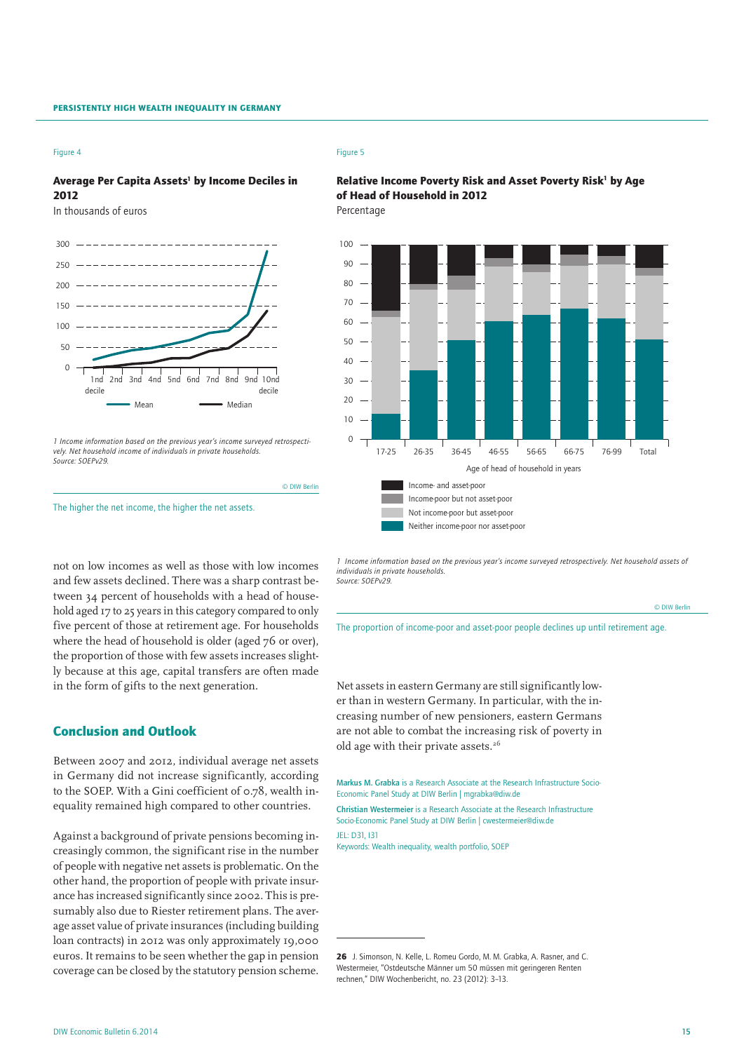Figure 4

**Average Per Capita Assets[1] by Income Deciles in 2012**

In thousands of euros

1 Income information based on the previous year's income surveyed retrospectively. Net household income of individuals in private households.
Source: SOEPv29.

© DIW Berlin

The higher the net income, the higher the net assets.

Figure 5

**Relative Income Poverty Risk and Asset Poverty Risk[1] by Age of Head of Household in 2012**

Percentage

1 Income information based on the previous year's income surveyed retrospectively. Net household assets of individuals in private households.
Source: SOEPv29.

© DIW Berlin

The proportion of income-poor and asset-poor people declines up until retirement age.

not on low incomes as well as those with low incomes and few assets declined. There was a sharp contrast between 34 percent of households with a head of household aged 17 to 25 years in this category compared to only five percent of those at retirement age. For households where the head of household is older (aged 76 or over), the proportion of those with few assets increases slightly because at this age, capital transfers are often made in the form of gifts to the next generation.

## Conclusion and Outlook

Between 2007 and 2012, individual average net assets in Germany did not increase significantly, according to the SOEP. With a Gini coefficient of 0.78, wealth inequality remained high compared to other countries.

Against a background of private pensions becoming increasingly common, the significant rise in the number of people with negative net assets is problematic. On the other hand, the proportion of people with private insurance has increased significantly since 2002. This is presumably also due to Riester retirement plans. The average asset value of private insurances (including building loan contracts) in 2012 was only approximately 19,000 euros. It remains to be seen whether the gap in pension coverage can be closed by the statutory pension scheme.

Net assets in eastern Germany are still significantly lower than in western Germany. In particular, with the increasing number of new pensioners, eastern Germans are not able to combat the increasing risk of poverty in old age with their private assets.[26]

**Markus M. Grabka** is a Research Associate at the Research Infrastructure Socio-Economic Panel Study at DIW Berlin | mgrabka@diw.de

**Christian Westermeier** is a Research Associate at the Research Infrastructure Socio-Economic Panel Study at DIW Berlin | cwestermeier@diw.de

JEL: D31, I31

Keywords: Wealth inequality, wealth portfolio, SOEP

---

**26** J. Simonson, N. Kelle, L. Romeu Gordo, M. M. Grabka, A. Rasner, and C. Westermeier, "Ostdeutsche Männer um 50 müssen mit geringeren Renten rechnen," DIW Wochenbericht, no. 23 (2012): 3–13.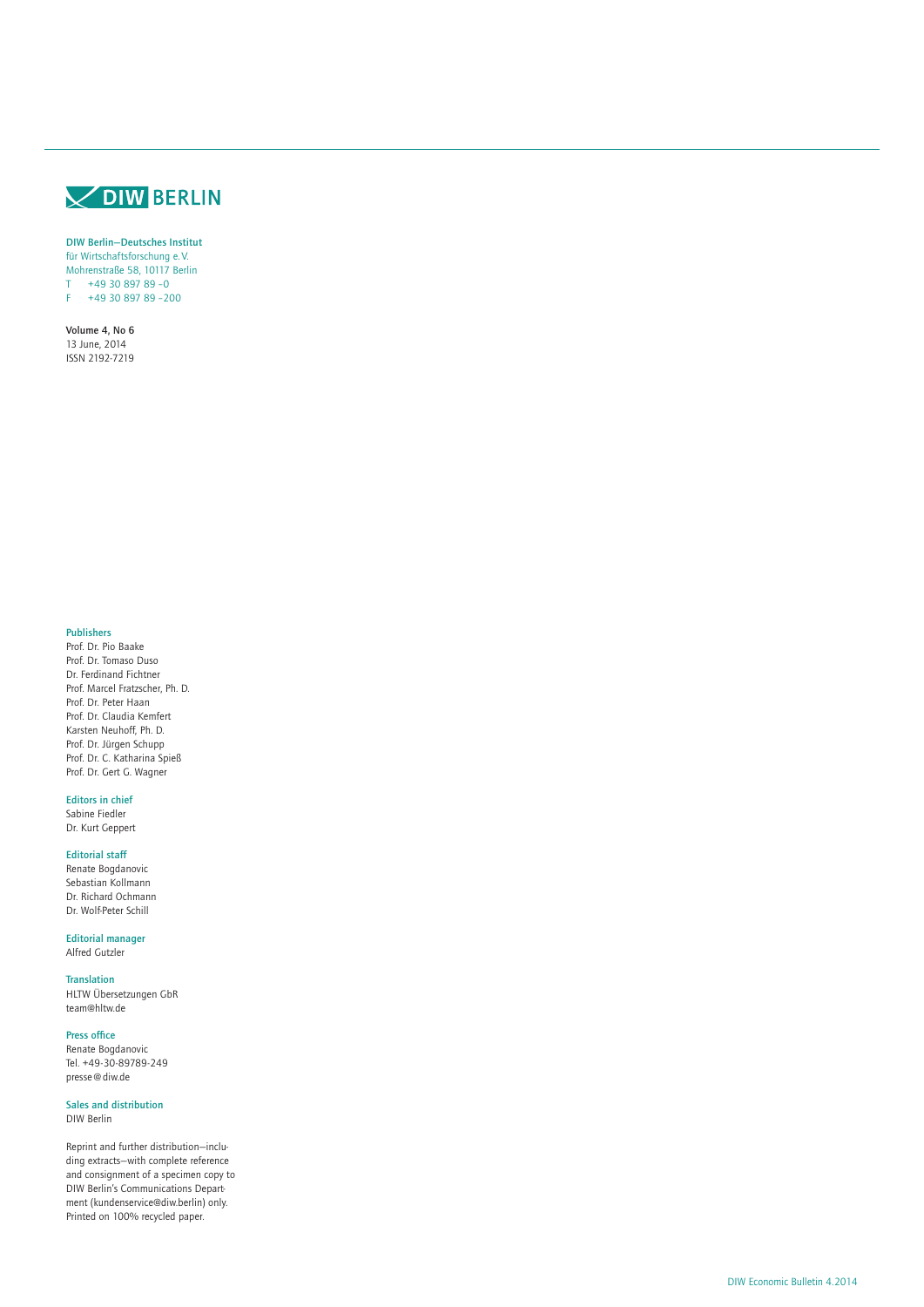DIW BERLIN

**DIW Berlin—Deutsches Institut**
für Wirtschaftsforschung e. V.
Mohrenstraße 58, 10117 Berlin
T +49 30 897 89 -0
F +49 30 897 89 -200

**Volume 4, No 6**
13 June, 2014
ISSN 2192-7219

**Publishers**
Prof. Dr. Pio Baake
Prof. Dr. Tomaso Duso
Dr. Ferdinand Fichtner
Prof. Marcel Fratzscher, Ph. D.
Prof. Dr. Peter Haan
Prof. Dr. Claudia Kemfert
Karsten Neuhoff, Ph. D.
Prof. Dr. Jürgen Schupp
Prof. Dr. C. Katharina Spieß
Prof. Dr. Gert G. Wagner

**Editors in chief**
Sabine Fiedler
Dr. Kurt Geppert

**Editorial staff**
Renate Bogdanovic
Sebastian Kollmann
Dr. Richard Ochmann
Dr. Wolf-Peter Schill

**Editorial manager**
Alfred Gutzler

**Translation**
HLTW Übersetzungen GbR
team@hltw.de

**Press office**
Renate Bogdanovic
Tel. +49-30-89789-249
presse@diw.de

**Sales and distribution**
DIW Berlin

Reprint and further distribution—including extracts—with complete reference and consignment of a specimen copy to DIW Berlin's Communications Department (kundenservice@diw.berlin) only.
Printed on 100% recycled paper.